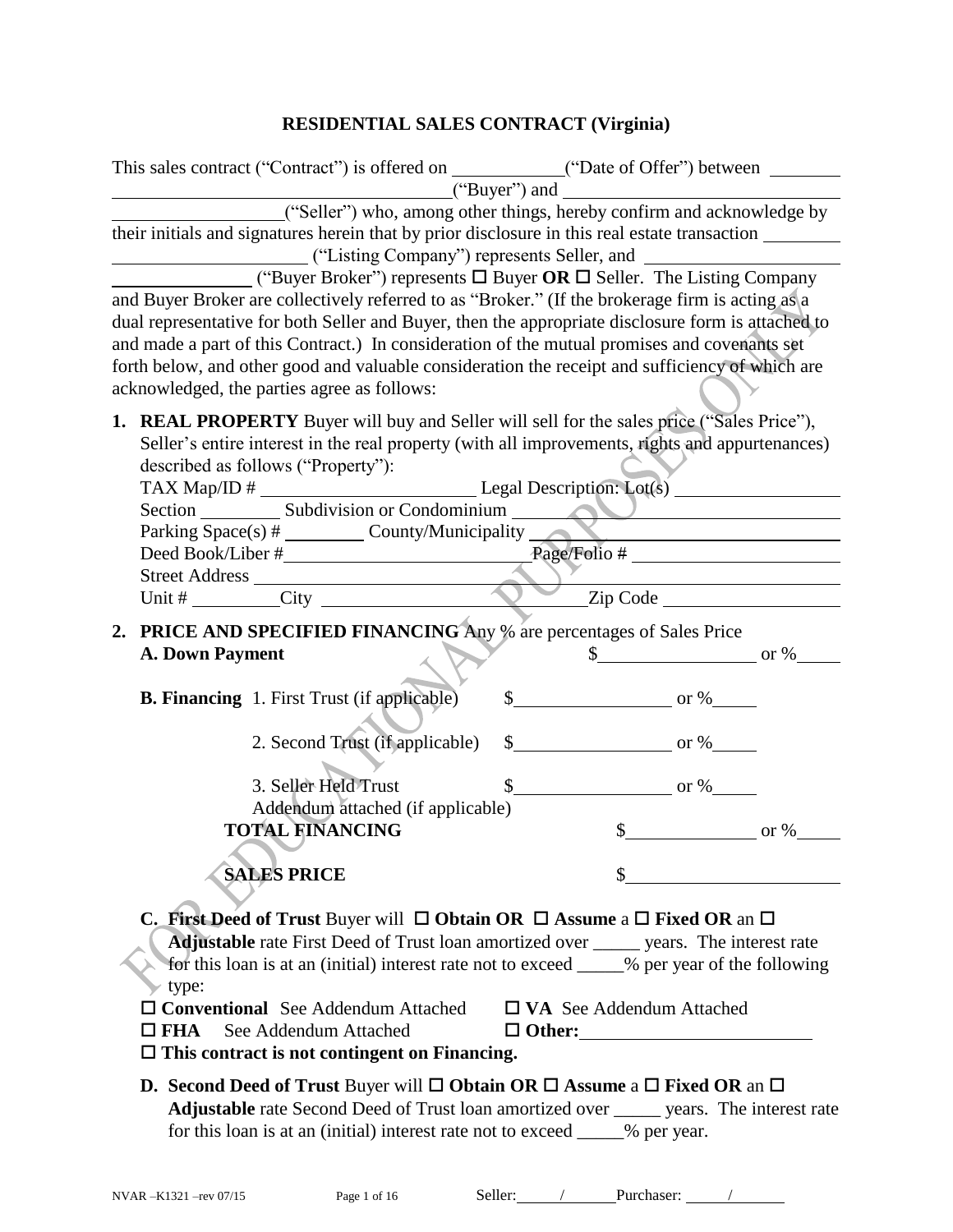# RESIDENTIAL SALES CONTRACT (Virginia)

This sales contract ("Contract") is offered on ____________("Date of Offer") between ________ ____________________________________("Buyer") and ______________________________ __________________("Seller") who, among other things, hereby confirm and acknowledge by their initials and signatures herein that by prior disclosure in this real estate transaction ________ ______________________ ("Listing Company") represents Seller, and ____________________ _______________ ("Buyer Broker") represents ☐ Buyer **OR** ☐ Seller. The Listing Company and Buyer Broker are collectively referred to as "Broker." (If the brokerage firm is acting as a dual representative for both Seller and Buyer, then the appropriate disclosure form is attached to and made a part of this Contract.) In consideration of the mutual promises and covenants set forth below, and other good and valuable consideration the receipt and sufficiency of which are acknowledged, the parties agree as follows:

1. **REAL PROPERTY** Buyer will buy and Seller will sell for the sales price ("Sales Price"), Seller's entire interest in the real property (with all improvements, rights and appurtenances) described as follows ("Property"):

   TAX Map/ID # ________________________ Legal Description: Lot(s) ________________
   Section ________ Subdivision or Condominium ________________________________
   Parking Space(s) # ________ County/Municipality ______________________________
   Deed Book/Liber #________________________ Page/Folio # ______________________
   Street Address ____________________________________________________________
   Unit # _________City ___________________________Zip Code __________________

2. **PRICE AND SPECIFIED FINANCING** Any % are percentages of Sales Price

   **A. Down Payment** $_________________ or %_____

   **B. Financing** 1. First Trust (if applicable) $_________________ or %_____

   2. Second Trust (if applicable) $_________________ or %_____

   3. Seller Held Trust $_________________ or %_____
   Addendum attached (if applicable)

   **TOTAL FINANCING** $______________ or %_____

   **SALES PRICE** $______________________

   **C. First Deed of Trust** Buyer will ☐ **Obtain OR** ☐ **Assume** a ☐ **Fixed OR** an ☐ **Adjustable** rate First Deed of Trust loan amortized over _____ years. The interest rate for this loan is at an (initial) interest rate not to exceed _____% per year of the following type:

   ☐ **Conventional** See Addendum Attached ☐ **VA** See Addendum Attached
   ☐ **FHA** See Addendum Attached ☐ **Other:**_________________________
   ☐ **This contract is not contingent on Financing.**

   **D. Second Deed of Trust** Buyer will ☐ **Obtain OR** ☐ **Assume** a ☐ **Fixed OR** an ☐ **Adjustable** rate Second Deed of Trust loan amortized over _____ years. The interest rate for this loan is at an (initial) interest rate not to exceed _____% per year.

NVAR –K1321 –rev 07/15 Seller: _____/______ Purchaser: _____/______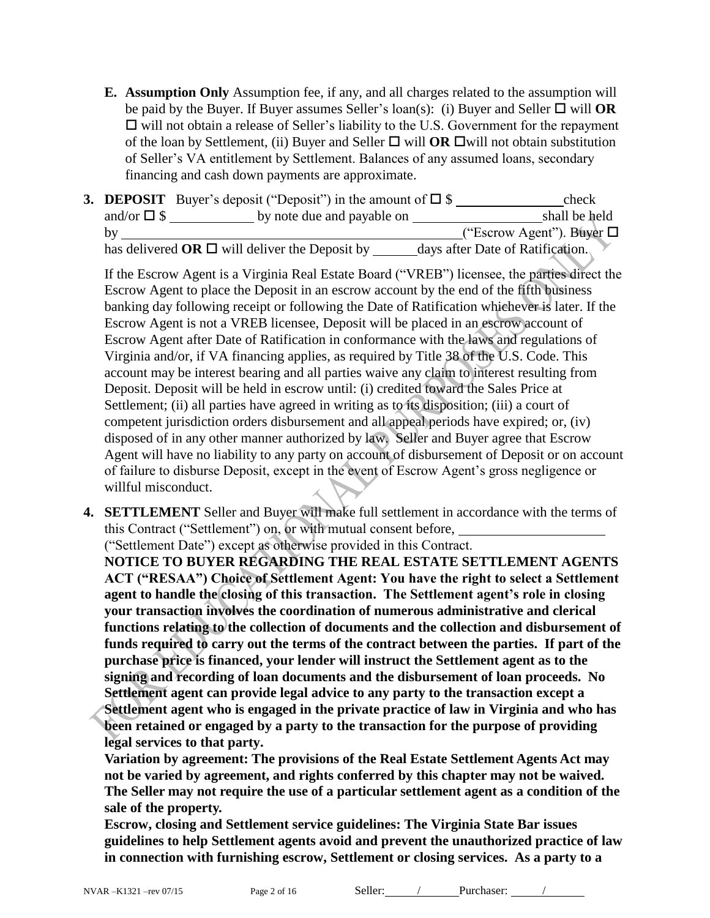**E. Assumption Only** Assumption fee, if any, and all charges related to the assumption will be paid by the Buyer. If Buyer assumes Seller's loan(s): (i) Buyer and Seller ☐ will **OR** ☐ will not obtain a release of Seller's liability to the U.S. Government for the repayment of the loan by Settlement, (ii) Buyer and Seller ☐ will **OR** ☐will not obtain substitution of Seller's VA entitlement by Settlement. Balances of any assumed loans, secondary financing and cash down payments are approximate.

**3. DEPOSIT** Buyer's deposit ("Deposit") in the amount of ☐ $ _______________ check and/or ☐ $ ____________ by note due and payable on __________________ shall be held by ________________________________________________ ("Escrow Agent"). Buyer ☐ has delivered **OR** ☐ will deliver the Deposit by ______ days after Date of Ratification.

If the Escrow Agent is a Virginia Real Estate Board ("VREB") licensee, the parties direct the Escrow Agent to place the Deposit in an escrow account by the end of the fifth business banking day following receipt or following the Date of Ratification whichever is later. If the Escrow Agent is not a VREB licensee, Deposit will be placed in an escrow account of Escrow Agent after Date of Ratification in conformance with the laws and regulations of Virginia and/or, if VA financing applies, as required by Title 38 of the U.S. Code. This account may be interest bearing and all parties waive any claim to interest resulting from Deposit. Deposit will be held in escrow until: (i) credited toward the Sales Price at Settlement; (ii) all parties have agreed in writing as to its disposition; (iii) a court of competent jurisdiction orders disbursement and all appeal periods have expired; or, (iv) disposed of in any other manner authorized by law. Seller and Buyer agree that Escrow Agent will have no liability to any party on account of disbursement of Deposit or on account of failure to disburse Deposit, except in the event of Escrow Agent's gross negligence or willful misconduct.

**4. SETTLEMENT** Seller and Buyer will make full settlement in accordance with the terms of this Contract ("Settlement") on, or with mutual consent before, ____________________ ("Settlement Date") except as otherwise provided in this Contract.

**NOTICE TO BUYER REGARDING THE REAL ESTATE SETTLEMENT AGENTS ACT ("RESAA") Choice of Settlement Agent: You have the right to select a Settlement agent to handle the closing of this transaction. The Settlement agent's role in closing your transaction involves the coordination of numerous administrative and clerical functions relating to the collection of documents and the collection and disbursement of funds required to carry out the terms of the contract between the parties. If part of the purchase price is financed, your lender will instruct the Settlement agent as to the signing and recording of loan documents and the disbursement of loan proceeds. No Settlement agent can provide legal advice to any party to the transaction except a Settlement agent who is engaged in the private practice of law in Virginia and who has been retained or engaged by a party to the transaction for the purpose of providing legal services to that party.**

**Variation by agreement: The provisions of the Real Estate Settlement Agents Act may not be varied by agreement, and rights conferred by this chapter may not be waived. The Seller may not require the use of a particular settlement agent as a condition of the sale of the property.**

**Escrow, closing and Settlement service guidelines: The Virginia State Bar issues guidelines to help Settlement agents avoid and prevent the unauthorized practice of law in connection with furnishing escrow, Settlement or closing services. As a party to a**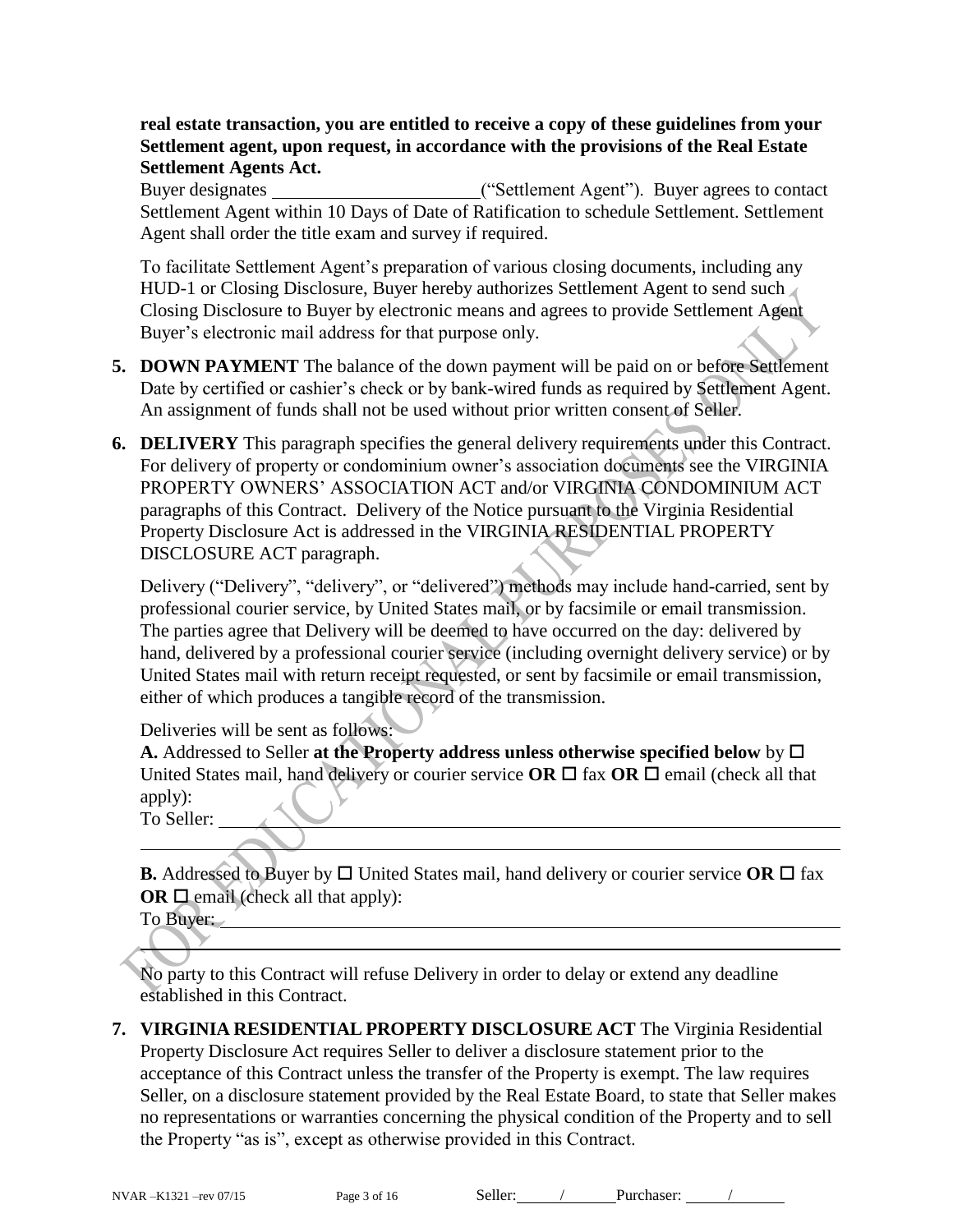**real estate transaction, you are entitled to receive a copy of these guidelines from your Settlement agent, upon request, in accordance with the provisions of the Real Estate Settlement Agents Act.**

Buyer designates ______________________("Settlement Agent"). Buyer agrees to contact Settlement Agent within 10 Days of Date of Ratification to schedule Settlement. Settlement Agent shall order the title exam and survey if required.

To facilitate Settlement Agent's preparation of various closing documents, including any HUD-1 or Closing Disclosure, Buyer hereby authorizes Settlement Agent to send such Closing Disclosure to Buyer by electronic means and agrees to provide Settlement Agent Buyer's electronic mail address for that purpose only.

5. **DOWN PAYMENT** The balance of the down payment will be paid on or before Settlement Date by certified or cashier's check or by bank-wired funds as required by Settlement Agent. An assignment of funds shall not be used without prior written consent of Seller.

6. **DELIVERY** This paragraph specifies the general delivery requirements under this Contract. For delivery of property or condominium owner's association documents see the VIRGINIA PROPERTY OWNERS' ASSOCIATION ACT and/or VIRGINIA CONDOMINIUM ACT paragraphs of this Contract. Delivery of the Notice pursuant to the Virginia Residential Property Disclosure Act is addressed in the VIRGINIA RESIDENTIAL PROPERTY DISCLOSURE ACT paragraph.

   Delivery ("Delivery", "delivery", or "delivered") methods may include hand-carried, sent by professional courier service, by United States mail, or by facsimile or email transmission. The parties agree that Delivery will be deemed to have occurred on the day: delivered by hand, delivered by a professional courier service (including overnight delivery service) or by United States mail with return receipt requested, or sent by facsimile or email transmission, either of which produces a tangible record of the transmission.

   Deliveries will be sent as follows:

   **A.** Addressed to Seller **at the Property address unless otherwise specified below** by ☐ United States mail, hand delivery or courier service **OR** ☐ fax **OR** ☐ email (check all that apply):

   To Seller: ________________________________________________________________

   ______________________________________________________________________

   **B.** Addressed to Buyer by ☐ United States mail, hand delivery or courier service **OR** ☐ fax **OR** ☐ email (check all that apply):

   To Buyer: ________________________________________________________________

   ______________________________________________________________________

   No party to this Contract will refuse Delivery in order to delay or extend any deadline established in this Contract.

7. **VIRGINIA RESIDENTIAL PROPERTY DISCLOSURE ACT** The Virginia Residential Property Disclosure Act requires Seller to deliver a disclosure statement prior to the acceptance of this Contract unless the transfer of the Property is exempt. The law requires Seller, on a disclosure statement provided by the Real Estate Board, to state that Seller makes no representations or warranties concerning the physical condition of the Property and to sell the Property "as is", except as otherwise provided in this Contract.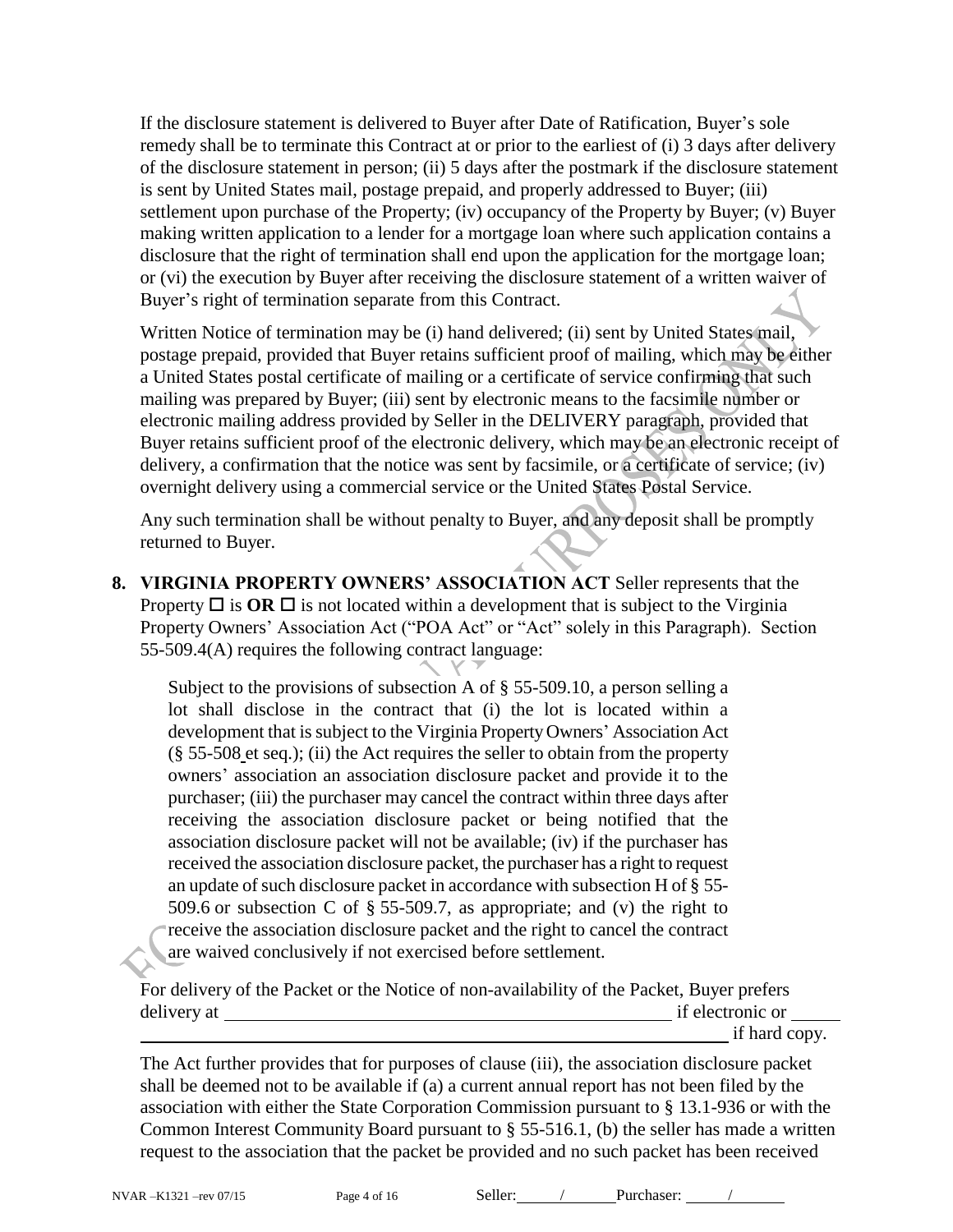If the disclosure statement is delivered to Buyer after Date of Ratification, Buyer's sole remedy shall be to terminate this Contract at or prior to the earliest of (i) 3 days after delivery of the disclosure statement in person; (ii) 5 days after the postmark if the disclosure statement is sent by United States mail, postage prepaid, and properly addressed to Buyer; (iii) settlement upon purchase of the Property; (iv) occupancy of the Property by Buyer; (v) Buyer making written application to a lender for a mortgage loan where such application contains a disclosure that the right of termination shall end upon the application for the mortgage loan; or (vi) the execution by Buyer after receiving the disclosure statement of a written waiver of Buyer's right of termination separate from this Contract.

Written Notice of termination may be (i) hand delivered; (ii) sent by United States mail, postage prepaid, provided that Buyer retains sufficient proof of mailing, which may be either a United States postal certificate of mailing or a certificate of service confirming that such mailing was prepared by Buyer; (iii) sent by electronic means to the facsimile number or electronic mailing address provided by Seller in the DELIVERY paragraph, provided that Buyer retains sufficient proof of the electronic delivery, which may be an electronic receipt of delivery, a confirmation that the notice was sent by facsimile, or a certificate of service; (iv) overnight delivery using a commercial service or the United States Postal Service.

Any such termination shall be without penalty to Buyer, and any deposit shall be promptly returned to Buyer.

**8. VIRGINIA PROPERTY OWNERS' ASSOCIATION ACT** Seller represents that the Property ☐ is **OR** ☐ is not located within a development that is subject to the Virginia Property Owners' Association Act ("POA Act" or "Act" solely in this Paragraph). Section 55-509.4(A) requires the following contract language:

> Subject to the provisions of subsection A of § 55-509.10, a person selling a lot shall disclose in the contract that (i) the lot is located within a development that is subject to the Virginia Property Owners' Association Act (§ 55-508 et seq.); (ii) the Act requires the seller to obtain from the property owners' association an association disclosure packet and provide it to the purchaser; (iii) the purchaser may cancel the contract within three days after receiving the association disclosure packet or being notified that the association disclosure packet will not be available; (iv) if the purchaser has received the association disclosure packet, the purchaser has a right to request an update of such disclosure packet in accordance with subsection H of § 55-509.6 or subsection C of § 55-509.7, as appropriate; and (v) the right to receive the association disclosure packet and the right to cancel the contract are waived conclusively if not exercised before settlement.

For delivery of the Packet or the Notice of non-availability of the Packet, Buyer prefers delivery at ______________________________________________ if electronic or ______ ______________________________________________________________ if hard copy.

The Act further provides that for purposes of clause (iii), the association disclosure packet shall be deemed not to be available if (a) a current annual report has not been filed by the association with either the State Corporation Commission pursuant to § 13.1-936 or with the Common Interest Community Board pursuant to § 55-516.1, (b) the seller has made a written request to the association that the packet be provided and no such packet has been received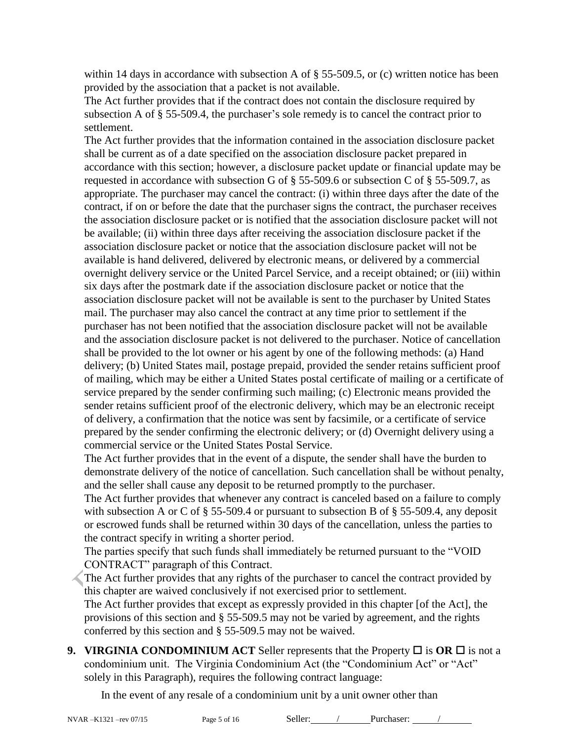within 14 days in accordance with subsection A of § 55-509.5, or (c) written notice has been provided by the association that a packet is not available.

The Act further provides that if the contract does not contain the disclosure required by subsection A of § 55-509.4, the purchaser's sole remedy is to cancel the contract prior to settlement.

The Act further provides that the information contained in the association disclosure packet shall be current as of a date specified on the association disclosure packet prepared in accordance with this section; however, a disclosure packet update or financial update may be requested in accordance with subsection G of § 55-509.6 or subsection C of § 55-509.7, as appropriate. The purchaser may cancel the contract: (i) within three days after the date of the contract, if on or before the date that the purchaser signs the contract, the purchaser receives the association disclosure packet or is notified that the association disclosure packet will not be available; (ii) within three days after receiving the association disclosure packet if the association disclosure packet or notice that the association disclosure packet will not be available is hand delivered, delivered by electronic means, or delivered by a commercial overnight delivery service or the United Parcel Service, and a receipt obtained; or (iii) within six days after the postmark date if the association disclosure packet or notice that the association disclosure packet will not be available is sent to the purchaser by United States mail. The purchaser may also cancel the contract at any time prior to settlement if the purchaser has not been notified that the association disclosure packet will not be available and the association disclosure packet is not delivered to the purchaser. Notice of cancellation shall be provided to the lot owner or his agent by one of the following methods: (a) Hand delivery; (b) United States mail, postage prepaid, provided the sender retains sufficient proof of mailing, which may be either a United States postal certificate of mailing or a certificate of service prepared by the sender confirming such mailing; (c) Electronic means provided the sender retains sufficient proof of the electronic delivery, which may be an electronic receipt of delivery, a confirmation that the notice was sent by facsimile, or a certificate of service prepared by the sender confirming the electronic delivery; or (d) Overnight delivery using a commercial service or the United States Postal Service.

The Act further provides that in the event of a dispute, the sender shall have the burden to demonstrate delivery of the notice of cancellation. Such cancellation shall be without penalty, and the seller shall cause any deposit to be returned promptly to the purchaser.

The Act further provides that whenever any contract is canceled based on a failure to comply with subsection A or C of § 55-509.4 or pursuant to subsection B of § 55-509.4, any deposit or escrowed funds shall be returned within 30 days of the cancellation, unless the parties to the contract specify in writing a shorter period.

The parties specify that such funds shall immediately be returned pursuant to the "VOID CONTRACT" paragraph of this Contract.

The Act further provides that any rights of the purchaser to cancel the contract provided by this chapter are waived conclusively if not exercised prior to settlement.

The Act further provides that except as expressly provided in this chapter [of the Act], the provisions of this section and § 55-509.5 may not be varied by agreement, and the rights conferred by this section and § 55-509.5 may not be waived.

**9. VIRGINIA CONDOMINIUM ACT** Seller represents that the Property ☐ is **OR** ☐ is not a condominium unit. The Virginia Condominium Act (the "Condominium Act" or "Act" solely in this Paragraph), requires the following contract language:

In the event of any resale of a condominium unit by a unit owner other than

Seller: \_\_\_\_\_ / \_\_\_\_\_ Purchaser: \_\_\_\_\_ / \_\_\_\_\_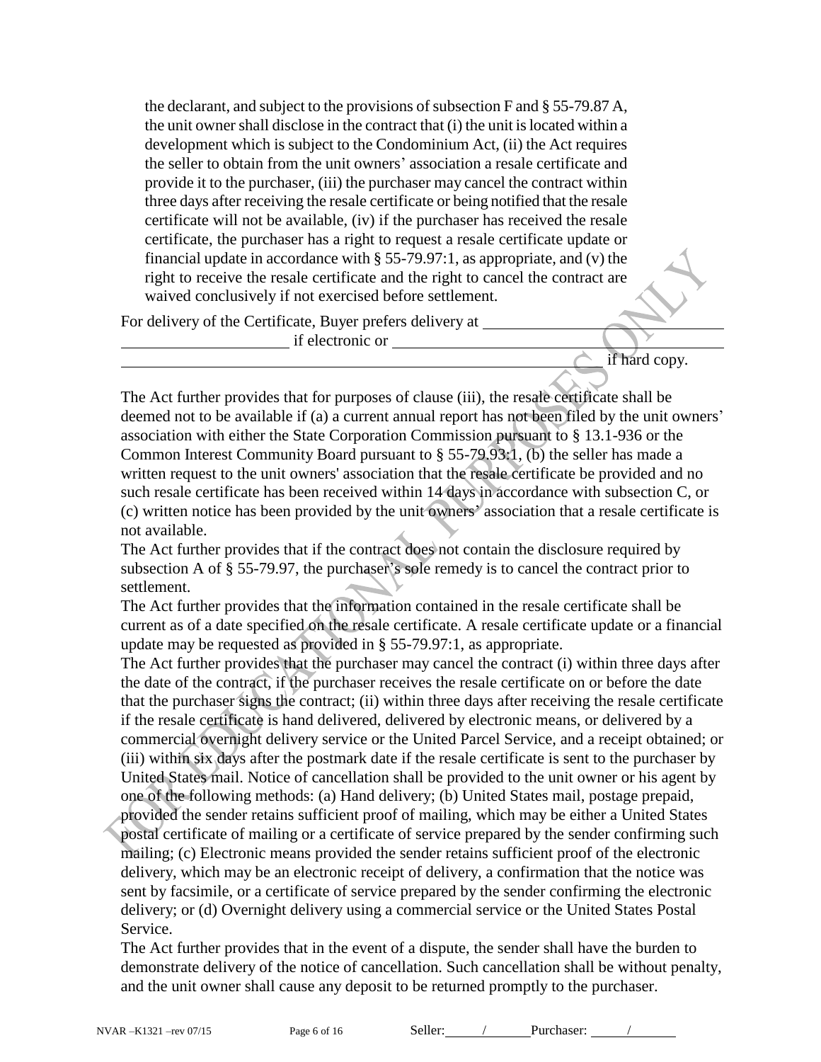the declarant, and subject to the provisions of subsection F and § 55-79.87 A, the unit owner shall disclose in the contract that (i) the unit is located within a development which is subject to the Condominium Act, (ii) the Act requires the seller to obtain from the unit owners' association a resale certificate and provide it to the purchaser, (iii) the purchaser may cancel the contract within three days after receiving the resale certificate or being notified that the resale certificate will not be available, (iv) if the purchaser has received the resale certificate, the purchaser has a right to request a resale certificate update or financial update in accordance with § 55-79.97:1, as appropriate, and (v) the right to receive the resale certificate and the right to cancel the contract are waived conclusively if not exercised before settlement.

For delivery of the Certificate, Buyer prefers delivery at ______________________________ ______________________ if electronic or ______________________________________ ______________________________________________________________ if hard copy.

The Act further provides that for purposes of clause (iii), the resale certificate shall be deemed not to be available if (a) a current annual report has not been filed by the unit owners' association with either the State Corporation Commission pursuant to § 13.1-936 or the Common Interest Community Board pursuant to § 55-79.93:1, (b) the seller has made a written request to the unit owners' association that the resale certificate be provided and no such resale certificate has been received within 14 days in accordance with subsection C, or (c) written notice has been provided by the unit owners' association that a resale certificate is not available.

The Act further provides that if the contract does not contain the disclosure required by subsection A of § 55-79.97, the purchaser's sole remedy is to cancel the contract prior to settlement.

The Act further provides that the information contained in the resale certificate shall be current as of a date specified on the resale certificate. A resale certificate update or a financial update may be requested as provided in § 55-79.97:1, as appropriate.

The Act further provides that the purchaser may cancel the contract (i) within three days after the date of the contract, if the purchaser receives the resale certificate on or before the date that the purchaser signs the contract; (ii) within three days after receiving the resale certificate if the resale certificate is hand delivered, delivered by electronic means, or delivered by a commercial overnight delivery service or the United Parcel Service, and a receipt obtained; or (iii) within six days after the postmark date if the resale certificate is sent to the purchaser by United States mail. Notice of cancellation shall be provided to the unit owner or his agent by one of the following methods: (a) Hand delivery; (b) United States mail, postage prepaid, provided the sender retains sufficient proof of mailing, which may be either a United States postal certificate of mailing or a certificate of service prepared by the sender confirming such mailing; (c) Electronic means provided the sender retains sufficient proof of the electronic delivery, which may be an electronic receipt of delivery, a confirmation that the notice was sent by facsimile, or a certificate of service prepared by the sender confirming the electronic delivery; or (d) Overnight delivery using a commercial service or the United States Postal Service.

The Act further provides that in the event of a dispute, the sender shall have the burden to demonstrate delivery of the notice of cancellation. Such cancellation shall be without penalty, and the unit owner shall cause any deposit to be returned promptly to the purchaser.

Seller: ____/____ Purchaser: ____/____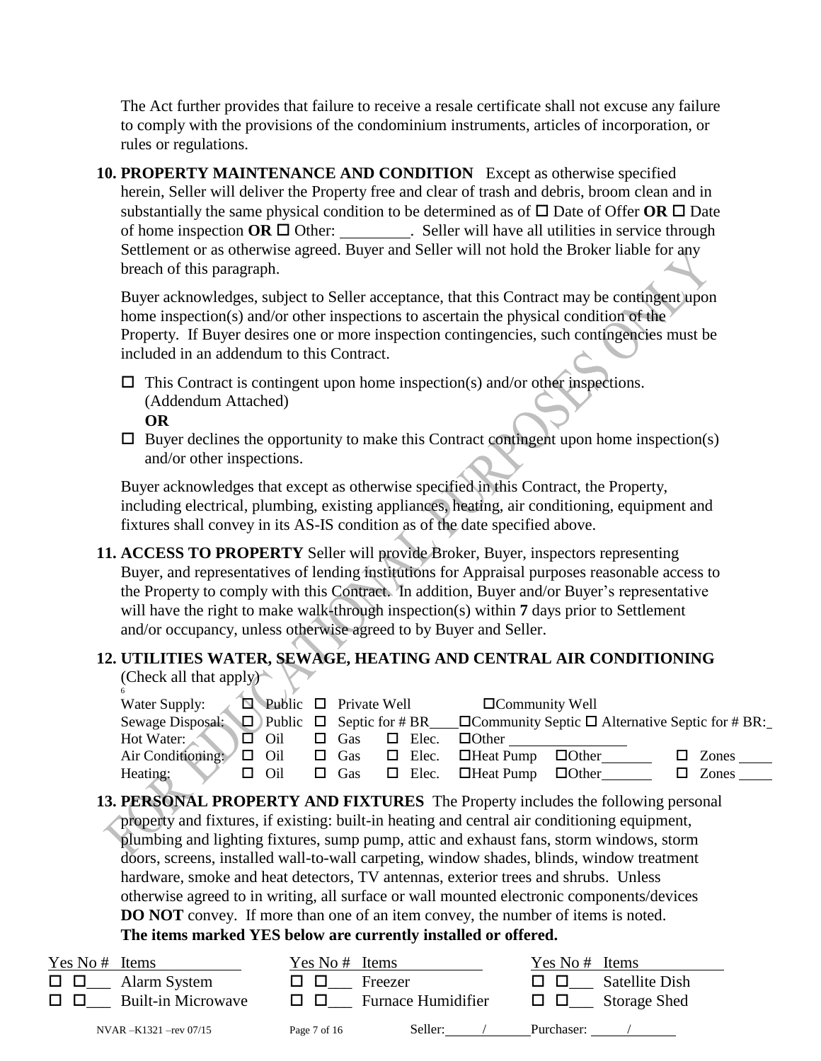The Act further provides that failure to receive a resale certificate shall not excuse any failure to comply with the provisions of the condominium instruments, articles of incorporation, or rules or regulations.

**10. PROPERTY MAINTENANCE AND CONDITION** Except as otherwise specified herein, Seller will deliver the Property free and clear of trash and debris, broom clean and in substantially the same physical condition to be determined as of ☐ Date of Offer **OR** ☐ Date of home inspection **OR** ☐ Other: ________. Seller will have all utilities in service through Settlement or as otherwise agreed. Buyer and Seller will not hold the Broker liable for any breach of this paragraph.

Buyer acknowledges, subject to Seller acceptance, that this Contract may be contingent upon home inspection(s) and/or other inspections to ascertain the physical condition of the Property. If Buyer desires one or more inspection contingencies, such contingencies must be included in an addendum to this Contract.

☐ This Contract is contingent upon home inspection(s) and/or other inspections. (Addendum Attached)
**OR**
☐ Buyer declines the opportunity to make this Contract contingent upon home inspection(s) and/or other inspections.

Buyer acknowledges that except as otherwise specified in this Contract, the Property, including electrical, plumbing, existing appliances, heating, air conditioning, equipment and fixtures shall convey in its AS-IS condition as of the date specified above.

**11. ACCESS TO PROPERTY** Seller will provide Broker, Buyer, inspectors representing Buyer, and representatives of lending institutions for Appraisal purposes reasonable access to the Property to comply with this Contract. In addition, Buyer and/or Buyer's representative will have the right to make walk-through inspection(s) within **7** days prior to Settlement and/or occupancy, unless otherwise agreed to by Buyer and Seller.

**12. UTILITIES WATER, SEWAGE, HEATING AND CENTRAL AIR CONDITIONING**
(Check all that apply)

| | | | | | | |
|---|---|---|---|---|---|---|
| Water Supply: | ☐ Public | ☐ Private Well | | ☐Community Well | | |
| Sewage Disposal: | ☐ Public | ☐ Septic for # BR____ | | ☐Community Septic | ☐ Alternative Septic for # BR:_ | |
| Hot Water: | ☐ Oil | ☐ Gas | ☐ Elec. | ☐Other __________ | | |
| Air Conditioning: | ☐ Oil | ☐ Gas | ☐ Elec. | ☐Heat Pump | ☐Other_______ | ☐ Zones ____ |
| Heating: | ☐ Oil | ☐ Gas | ☐ Elec. | ☐Heat Pump | ☐Other_______ | ☐ Zones ____ |

**13. PERSONAL PROPERTY AND FIXTURES** The Property includes the following personal property and fixtures, if existing: built-in heating and central air conditioning equipment, plumbing and lighting fixtures, sump pump, attic and exhaust fans, storm windows, storm doors, screens, installed wall-to-wall carpeting, window shades, blinds, window treatment hardware, smoke and heat detectors, TV antennas, exterior trees and shrubs. Unless otherwise agreed to in writing, all surface or wall mounted electronic components/devices **DO NOT** convey. If more than one of an item convey, the number of items is noted.
**The items marked YES below are currently installed or offered.**

| Yes | No | # | Items | Yes | No | # | Items | Yes | No | # | Items |
|---|---|---|---|---|---|---|---|---|---|---|---|
| ☐ | ☐ | ___ | Alarm System | ☐ | ☐ | ___ | Freezer | ☐ | ☐ | ___ | Satellite Dish |
| ☐ | ☐ | ___ | Built-in Microwave | ☐ | ☐ | ___ | Furnace Humidifier | ☐ | ☐ | ___ | Storage Shed |

NVAR –K1321 –rev 07/15 Seller: ____/____ Purchaser: ____/____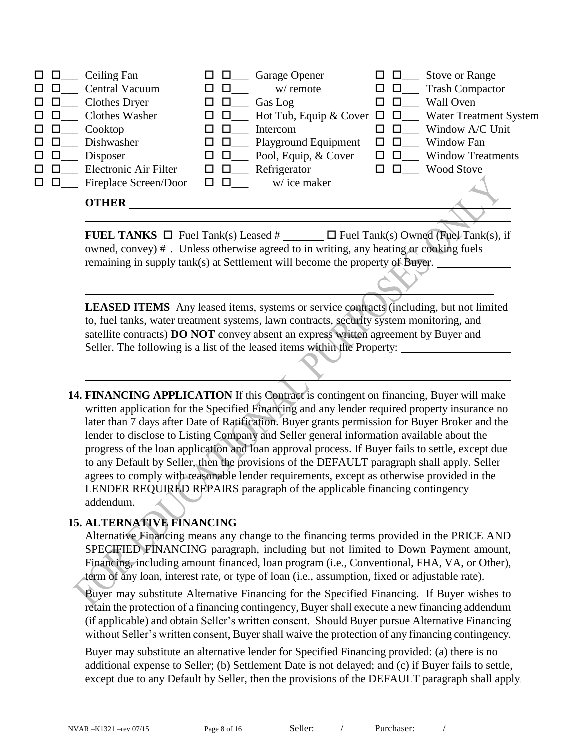| | | |
|---|---|---|
| ☐ ☐___ Ceiling Fan | ☐ ☐___ Garage Opener | ☐ ☐___ Stove or Range |
| ☐ ☐___ Central Vacuum | ☐ ☐___ w/ remote | ☐ ☐___ Trash Compactor |
| ☐ ☐___ Clothes Dryer | ☐ ☐___ Gas Log | ☐ ☐___ Wall Oven |
| ☐ ☐___ Clothes Washer | ☐ ☐___ Hot Tub, Equip & Cover | ☐ ☐___ Water Treatment System |
| ☐ ☐___ Cooktop | ☐ ☐___ Intercom | ☐ ☐___ Window A/C Unit |
| ☐ ☐___ Dishwasher | ☐ ☐___ Playground Equipment | ☐ ☐___ Window Fan |
| ☐ ☐___ Disposer | ☐ ☐___ Pool, Equip, & Cover | ☐ ☐___ Window Treatments |
| ☐ ☐___ Electronic Air Filter | ☐ ☐___ Refrigerator | ☐ ☐___ Wood Stove |
| ☐ ☐___ Fireplace Screen/Door | ☐ ☐___ w/ ice maker | |

**OTHER** ____________________________________________

**FUEL TANKS** ☐ Fuel Tank(s) Leased # _______ ☐ Fuel Tank(s) Owned (Fuel Tank(s), if owned, convey) # . Unless otherwise agreed to in writing, any heating or cooking fuels remaining in supply tank(s) at Settlement will become the property of Buyer. ____________

**LEASED ITEMS** Any leased items, systems or service contracts (including, but not limited to, fuel tanks, water treatment systems, lawn contracts, security system monitoring, and satellite contracts) **DO NOT** convey absent an express written agreement by Buyer and Seller. The following is a list of the leased items within the Property: ____________________

**14. FINANCING APPLICATION** If this Contract is contingent on financing, Buyer will make written application for the Specified Financing and any lender required property insurance no later than 7 days after Date of Ratification. Buyer grants permission for Buyer Broker and the lender to disclose to Listing Company and Seller general information available about the progress of the loan application and loan approval process. If Buyer fails to settle, except due to any Default by Seller, then the provisions of the DEFAULT paragraph shall apply. Seller agrees to comply with reasonable lender requirements, except as otherwise provided in the LENDER REQUIRED REPAIRS paragraph of the applicable financing contingency addendum.

**15. ALTERNATIVE FINANCING**

Alternative Financing means any change to the financing terms provided in the PRICE AND SPECIFIED FINANCING paragraph, including but not limited to Down Payment amount, Financing, including amount financed, loan program (i.e., Conventional, FHA, VA, or Other), term of any loan, interest rate, or type of loan (i.e., assumption, fixed or adjustable rate).

Buyer may substitute Alternative Financing for the Specified Financing. If Buyer wishes to retain the protection of a financing contingency, Buyer shall execute a new financing addendum (if applicable) and obtain Seller's written consent. Should Buyer pursue Alternative Financing without Seller's written consent, Buyer shall waive the protection of any financing contingency.

Buyer may substitute an alternative lender for Specified Financing provided: (a) there is no additional expense to Seller; (b) Settlement Date is not delayed; and (c) if Buyer fails to settle, except due to any Default by Seller, then the provisions of the DEFAULT paragraph shall apply.

NVAR –K1321 –rev 07/15 Seller: ____/____ Purchaser: ____/____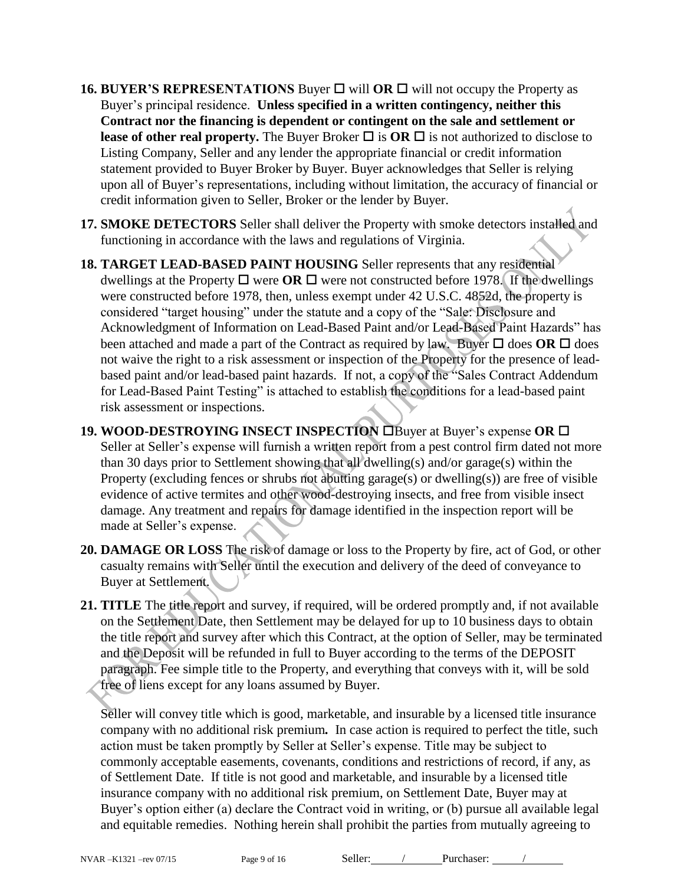**16. BUYER'S REPRESENTATIONS** Buyer ☐ will **OR** ☐ will not occupy the Property as Buyer's principal residence. **Unless specified in a written contingency, neither this Contract nor the financing is dependent or contingent on the sale and settlement or lease of other real property.** The Buyer Broker ☐ is **OR** ☐ is not authorized to disclose to Listing Company, Seller and any lender the appropriate financial or credit information statement provided to Buyer Broker by Buyer. Buyer acknowledges that Seller is relying upon all of Buyer's representations, including without limitation, the accuracy of financial or credit information given to Seller, Broker or the lender by Buyer.

**17. SMOKE DETECTORS** Seller shall deliver the Property with smoke detectors installed and functioning in accordance with the laws and regulations of Virginia.

**18. TARGET LEAD-BASED PAINT HOUSING** Seller represents that any residential dwellings at the Property ☐ were **OR** ☐ were not constructed before 1978. If the dwellings were constructed before 1978, then, unless exempt under 42 U.S.C. 4852d, the property is considered "target housing" under the statute and a copy of the "Sale: Disclosure and Acknowledgment of Information on Lead-Based Paint and/or Lead-Based Paint Hazards" has been attached and made a part of the Contract as required by law. Buyer ☐ does **OR** ☐ does not waive the right to a risk assessment or inspection of the Property for the presence of lead-based paint and/or lead-based paint hazards. If not, a copy of the "Sales Contract Addendum for Lead-Based Paint Testing" is attached to establish the conditions for a lead-based paint risk assessment or inspections.

**19. WOOD-DESTROYING INSECT INSPECTION** ☐Buyer at Buyer's expense **OR** ☐ Seller at Seller's expense will furnish a written report from a pest control firm dated not more than 30 days prior to Settlement showing that all dwelling(s) and/or garage(s) within the Property (excluding fences or shrubs not abutting garage(s) or dwelling(s)) are free of visible evidence of active termites and other wood-destroying insects, and free from visible insect damage. Any treatment and repairs for damage identified in the inspection report will be made at Seller's expense.

**20. DAMAGE OR LOSS** The risk of damage or loss to the Property by fire, act of God, or other casualty remains with Seller until the execution and delivery of the deed of conveyance to Buyer at Settlement.

**21. TITLE** The title report and survey, if required, will be ordered promptly and, if not available on the Settlement Date, then Settlement may be delayed for up to 10 business days to obtain the title report and survey after which this Contract, at the option of Seller, may be terminated and the Deposit will be refunded in full to Buyer according to the terms of the DEPOSIT paragraph. Fee simple title to the Property, and everything that conveys with it, will be sold free of liens except for any loans assumed by Buyer.

Seller will convey title which is good, marketable, and insurable by a licensed title insurance company with no additional risk premium**.** In case action is required to perfect the title, such action must be taken promptly by Seller at Seller's expense. Title may be subject to commonly acceptable easements, covenants, conditions and restrictions of record, if any, as of Settlement Date. If title is not good and marketable, and insurable by a licensed title insurance company with no additional risk premium, on Settlement Date, Buyer may at Buyer's option either (a) declare the Contract void in writing, or (b) pursue all available legal and equitable remedies. Nothing herein shall prohibit the parties from mutually agreeing to

NVAR –K1321 –rev 07/15 Seller: \_\_\_\_/\_\_\_\_ Purchaser: \_\_\_\_/\_\_\_\_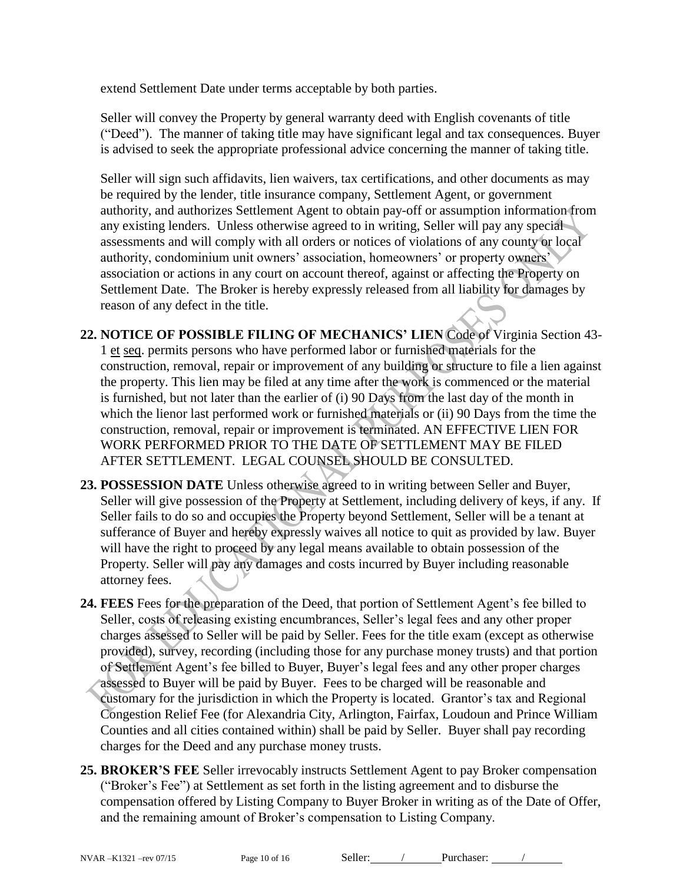extend Settlement Date under terms acceptable by both parties.

Seller will convey the Property by general warranty deed with English covenants of title ("Deed"). The manner of taking title may have significant legal and tax consequences. Buyer is advised to seek the appropriate professional advice concerning the manner of taking title.

Seller will sign such affidavits, lien waivers, tax certifications, and other documents as may be required by the lender, title insurance company, Settlement Agent, or government authority, and authorizes Settlement Agent to obtain pay-off or assumption information from any existing lenders. Unless otherwise agreed to in writing, Seller will pay any special assessments and will comply with all orders or notices of violations of any county or local authority, condominium unit owners' association, homeowners' or property owners' association or actions in any court on account thereof, against or affecting the Property on Settlement Date. The Broker is hereby expressly released from all liability for damages by reason of any defect in the title.

**22. NOTICE OF POSSIBLE FILING OF MECHANICS' LIEN** Code of Virginia Section 43-1 et seq. permits persons who have performed labor or furnished materials for the construction, removal, repair or improvement of any building or structure to file a lien against the property. This lien may be filed at any time after the work is commenced or the material is furnished, but not later than the earlier of (i) 90 Days from the last day of the month in which the lienor last performed work or furnished materials or (ii) 90 Days from the time the construction, removal, repair or improvement is terminated. AN EFFECTIVE LIEN FOR WORK PERFORMED PRIOR TO THE DATE OF SETTLEMENT MAY BE FILED AFTER SETTLEMENT. LEGAL COUNSEL SHOULD BE CONSULTED.

**23. POSSESSION DATE** Unless otherwise agreed to in writing between Seller and Buyer, Seller will give possession of the Property at Settlement, including delivery of keys, if any. If Seller fails to do so and occupies the Property beyond Settlement, Seller will be a tenant at sufferance of Buyer and hereby expressly waives all notice to quit as provided by law. Buyer will have the right to proceed by any legal means available to obtain possession of the Property. Seller will pay any damages and costs incurred by Buyer including reasonable attorney fees.

**24. FEES** Fees for the preparation of the Deed, that portion of Settlement Agent's fee billed to Seller, costs of releasing existing encumbrances, Seller's legal fees and any other proper charges assessed to Seller will be paid by Seller. Fees for the title exam (except as otherwise provided), survey, recording (including those for any purchase money trusts) and that portion of Settlement Agent's fee billed to Buyer, Buyer's legal fees and any other proper charges assessed to Buyer will be paid by Buyer. Fees to be charged will be reasonable and customary for the jurisdiction in which the Property is located. Grantor's tax and Regional Congestion Relief Fee (for Alexandria City, Arlington, Fairfax, Loudoun and Prince William Counties and all cities contained within) shall be paid by Seller. Buyer shall pay recording charges for the Deed and any purchase money trusts.

**25. BROKER'S FEE** Seller irrevocably instructs Settlement Agent to pay Broker compensation ("Broker's Fee") at Settlement as set forth in the listing agreement and to disburse the compensation offered by Listing Company to Buyer Broker in writing as of the Date of Offer, and the remaining amount of Broker's compensation to Listing Company.

NVAR –K1321 –rev 07/15 Seller: ______/______ Purchaser: ______/______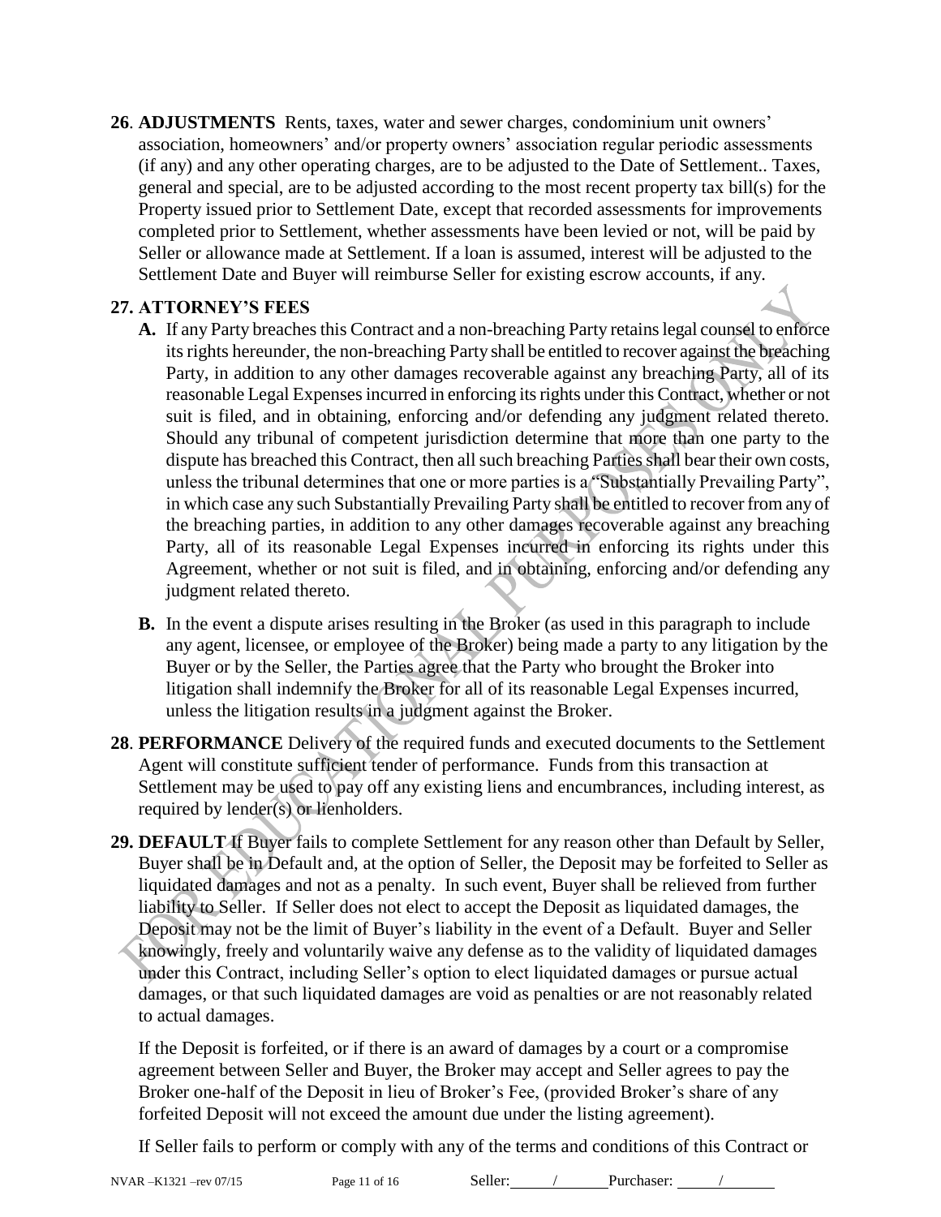**26**. **ADJUSTMENTS** Rents, taxes, water and sewer charges, condominium unit owners' association, homeowners' and/or property owners' association regular periodic assessments (if any) and any other operating charges, are to be adjusted to the Date of Settlement.. Taxes, general and special, are to be adjusted according to the most recent property tax bill(s) for the Property issued prior to Settlement Date, except that recorded assessments for improvements completed prior to Settlement, whether assessments have been levied or not, will be paid by Seller or allowance made at Settlement. If a loan is assumed, interest will be adjusted to the Settlement Date and Buyer will reimburse Seller for existing escrow accounts, if any.

**27. ATTORNEY'S FEES**

**A.** If any Party breaches this Contract and a non-breaching Party retains legal counsel to enforce its rights hereunder, the non-breaching Party shall be entitled to recover against the breaching Party, in addition to any other damages recoverable against any breaching Party, all of its reasonable Legal Expenses incurred in enforcing its rights under this Contract, whether or not suit is filed, and in obtaining, enforcing and/or defending any judgment related thereto. Should any tribunal of competent jurisdiction determine that more than one party to the dispute has breached this Contract, then all such breaching Parties shall bear their own costs, unless the tribunal determines that one or more parties is a "Substantially Prevailing Party", in which case any such Substantially Prevailing Party shall be entitled to recover from any of the breaching parties, in addition to any other damages recoverable against any breaching Party, all of its reasonable Legal Expenses incurred in enforcing its rights under this Agreement, whether or not suit is filed, and in obtaining, enforcing and/or defending any judgment related thereto.

**B.** In the event a dispute arises resulting in the Broker (as used in this paragraph to include any agent, licensee, or employee of the Broker) being made a party to any litigation by the Buyer or by the Seller, the Parties agree that the Party who brought the Broker into litigation shall indemnify the Broker for all of its reasonable Legal Expenses incurred, unless the litigation results in a judgment against the Broker.

**28**. **PERFORMANCE** Delivery of the required funds and executed documents to the Settlement Agent will constitute sufficient tender of performance. Funds from this transaction at Settlement may be used to pay off any existing liens and encumbrances, including interest, as required by lender(s) or lienholders.

**29. DEFAULT** If Buyer fails to complete Settlement for any reason other than Default by Seller, Buyer shall be in Default and, at the option of Seller, the Deposit may be forfeited to Seller as liquidated damages and not as a penalty. In such event, Buyer shall be relieved from further liability to Seller. If Seller does not elect to accept the Deposit as liquidated damages, the Deposit may not be the limit of Buyer's liability in the event of a Default. Buyer and Seller knowingly, freely and voluntarily waive any defense as to the validity of liquidated damages under this Contract, including Seller's option to elect liquidated damages or pursue actual damages, or that such liquidated damages are void as penalties or are not reasonably related to actual damages.

If the Deposit is forfeited, or if there is an award of damages by a court or a compromise agreement between Seller and Buyer, the Broker may accept and Seller agrees to pay the Broker one-half of the Deposit in lieu of Broker's Fee, (provided Broker's share of any forfeited Deposit will not exceed the amount due under the listing agreement).

If Seller fails to perform or comply with any of the terms and conditions of this Contract or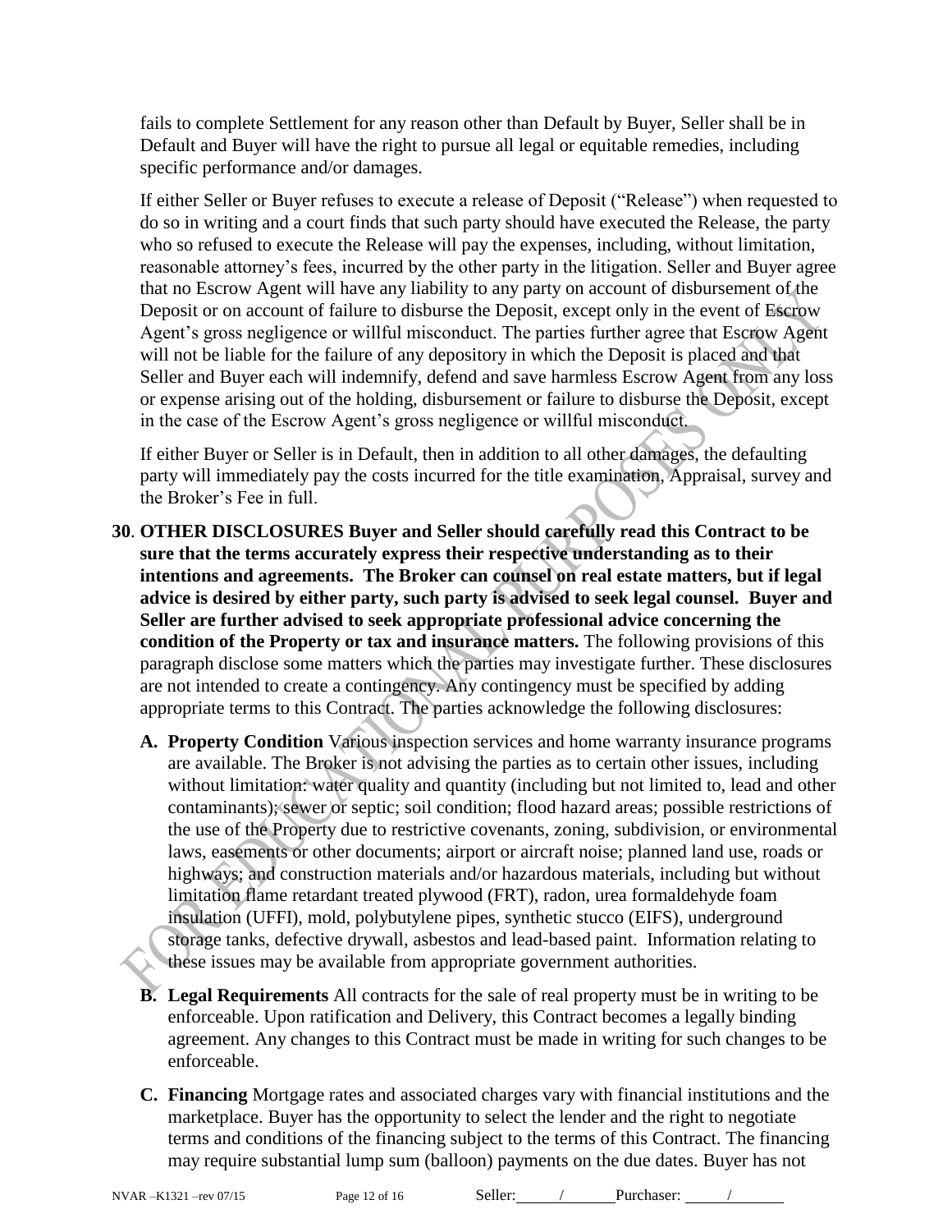fails to complete Settlement for any reason other than Default by Buyer, Seller shall be in Default and Buyer will have the right to pursue all legal or equitable remedies, including specific performance and/or damages.

If either Seller or Buyer refuses to execute a release of Deposit ("Release") when requested to do so in writing and a court finds that such party should have executed the Release, the party who so refused to execute the Release will pay the expenses, including, without limitation, reasonable attorney's fees, incurred by the other party in the litigation. Seller and Buyer agree that no Escrow Agent will have any liability to any party on account of disbursement of the Deposit or on account of failure to disburse the Deposit, except only in the event of Escrow Agent's gross negligence or willful misconduct. The parties further agree that Escrow Agent will not be liable for the failure of any depository in which the Deposit is placed and that Seller and Buyer each will indemnify, defend and save harmless Escrow Agent from any loss or expense arising out of the holding, disbursement or failure to disburse the Deposit, except in the case of the Escrow Agent's gross negligence or willful misconduct.

If either Buyer or Seller is in Default, then in addition to all other damages, the defaulting party will immediately pay the costs incurred for the title examination, Appraisal, survey and the Broker's Fee in full.

**30**. **OTHER DISCLOSURES Buyer and Seller should carefully read this Contract to be sure that the terms accurately express their respective understanding as to their intentions and agreements. The Broker can counsel on real estate matters, but if legal advice is desired by either party, such party is advised to seek legal counsel. Buyer and Seller are further advised to seek appropriate professional advice concerning the condition of the Property or tax and insurance matters.** The following provisions of this paragraph disclose some matters which the parties may investigate further. These disclosures are not intended to create a contingency. Any contingency must be specified by adding appropriate terms to this Contract. The parties acknowledge the following disclosures:

**A. Property Condition** Various inspection services and home warranty insurance programs are available. The Broker is not advising the parties as to certain other issues, including without limitation: water quality and quantity (including but not limited to, lead and other contaminants); sewer or septic; soil condition; flood hazard areas; possible restrictions of the use of the Property due to restrictive covenants, zoning, subdivision, or environmental laws, easements or other documents; airport or aircraft noise; planned land use, roads or highways; and construction materials and/or hazardous materials, including but without limitation flame retardant treated plywood (FRT), radon, urea formaldehyde foam insulation (UFFI), mold, polybutylene pipes, synthetic stucco (EIFS), underground storage tanks, defective drywall, asbestos and lead-based paint. Information relating to these issues may be available from appropriate government authorities.

**B. Legal Requirements** All contracts for the sale of real property must be in writing to be enforceable. Upon ratification and Delivery, this Contract becomes a legally binding agreement. Any changes to this Contract must be made in writing for such changes to be enforceable.

**C. Financing** Mortgage rates and associated charges vary with financial institutions and the marketplace. Buyer has the opportunity to select the lender and the right to negotiate terms and conditions of the financing subject to the terms of this Contract. The financing may require substantial lump sum (balloon) payments on the due dates. Buyer has not

NVAR –K1321 –rev 07/15 Seller: ____/____ Purchaser: ____/____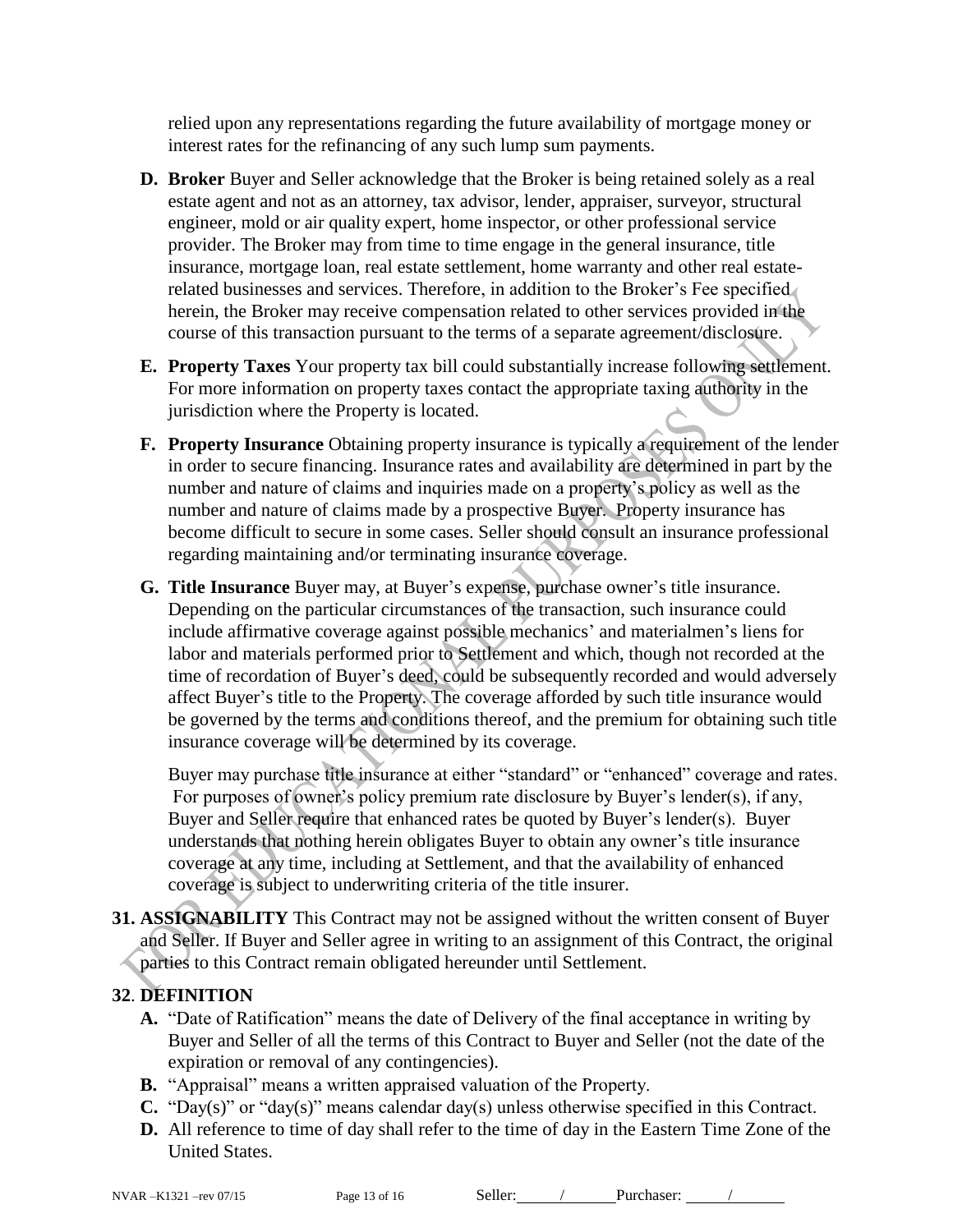relied upon any representations regarding the future availability of mortgage money or interest rates for the refinancing of any such lump sum payments.

**D. Broker** Buyer and Seller acknowledge that the Broker is being retained solely as a real estate agent and not as an attorney, tax advisor, lender, appraiser, surveyor, structural engineer, mold or air quality expert, home inspector, or other professional service provider. The Broker may from time to time engage in the general insurance, title insurance, mortgage loan, real estate settlement, home warranty and other real estate-related businesses and services. Therefore, in addition to the Broker's Fee specified herein, the Broker may receive compensation related to other services provided in the course of this transaction pursuant to the terms of a separate agreement/disclosure.

**E. Property Taxes** Your property tax bill could substantially increase following settlement. For more information on property taxes contact the appropriate taxing authority in the jurisdiction where the Property is located.

**F. Property Insurance** Obtaining property insurance is typically a requirement of the lender in order to secure financing. Insurance rates and availability are determined in part by the number and nature of claims and inquiries made on a property's policy as well as the number and nature of claims made by a prospective Buyer. Property insurance has become difficult to secure in some cases. Seller should consult an insurance professional regarding maintaining and/or terminating insurance coverage.

**G. Title Insurance** Buyer may, at Buyer's expense, purchase owner's title insurance. Depending on the particular circumstances of the transaction, such insurance could include affirmative coverage against possible mechanics' and materialmen's liens for labor and materials performed prior to Settlement and which, though not recorded at the time of recordation of Buyer's deed, could be subsequently recorded and would adversely affect Buyer's title to the Property. The coverage afforded by such title insurance would be governed by the terms and conditions thereof, and the premium for obtaining such title insurance coverage will be determined by its coverage.

Buyer may purchase title insurance at either "standard" or "enhanced" coverage and rates. For purposes of owner's policy premium rate disclosure by Buyer's lender(s), if any, Buyer and Seller require that enhanced rates be quoted by Buyer's lender(s). Buyer understands that nothing herein obligates Buyer to obtain any owner's title insurance coverage at any time, including at Settlement, and that the availability of enhanced coverage is subject to underwriting criteria of the title insurer.

**31. ASSIGNABILITY** This Contract may not be assigned without the written consent of Buyer and Seller. If Buyer and Seller agree in writing to an assignment of this Contract, the original parties to this Contract remain obligated hereunder until Settlement.

**32. DEFINITION**

**A.** "Date of Ratification" means the date of Delivery of the final acceptance in writing by Buyer and Seller of all the terms of this Contract to Buyer and Seller (not the date of the expiration or removal of any contingencies).

**B.** "Appraisal" means a written appraised valuation of the Property.

**C.** "Day(s)" or "day(s)" means calendar day(s) unless otherwise specified in this Contract.

**D.** All reference to time of day shall refer to the time of day in the Eastern Time Zone of the United States.

NVAR –K1321 –rev 07/15 Seller: \_\_\_\_/\_\_\_\_ Purchaser: \_\_\_\_/\_\_\_\_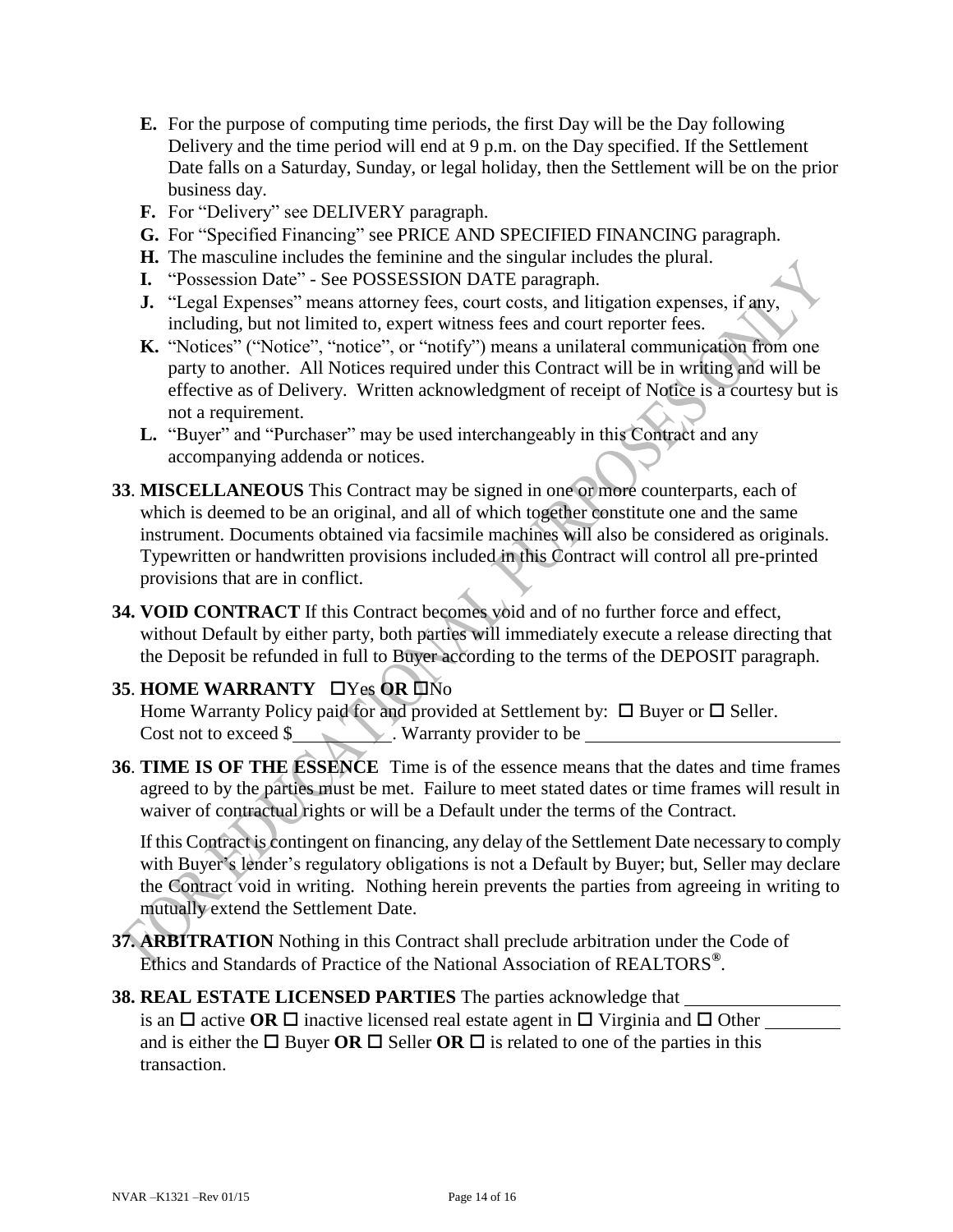**E.** For the purpose of computing time periods, the first Day will be the Day following Delivery and the time period will end at 9 p.m. on the Day specified. If the Settlement Date falls on a Saturday, Sunday, or legal holiday, then the Settlement will be on the prior business day.

**F.** For "Delivery" see DELIVERY paragraph.

**G.** For "Specified Financing" see PRICE AND SPECIFIED FINANCING paragraph.

**H.** The masculine includes the feminine and the singular includes the plural.

**I.** "Possession Date" - See POSSESSION DATE paragraph.

**J.** "Legal Expenses" means attorney fees, court costs, and litigation expenses, if any, including, but not limited to, expert witness fees and court reporter fees.

**K.** "Notices" ("Notice", "notice", or "notify") means a unilateral communication from one party to another. All Notices required under this Contract will be in writing and will be effective as of Delivery. Written acknowledgment of receipt of Notice is a courtesy but is not a requirement.

**L.** "Buyer" and "Purchaser" may be used interchangeably in this Contract and any accompanying addenda or notices.

**33**. **MISCELLANEOUS** This Contract may be signed in one or more counterparts, each of which is deemed to be an original, and all of which together constitute one and the same instrument. Documents obtained via facsimile machines will also be considered as originals. Typewritten or handwritten provisions included in this Contract will control all pre-printed provisions that are in conflict.

**34. VOID CONTRACT** If this Contract becomes void and of no further force and effect, without Default by either party, both parties will immediately execute a release directing that the Deposit be refunded in full to Buyer according to the terms of the DEPOSIT paragraph.

**35**. **HOME WARRANTY** ☐Yes **OR** ☐No
Home Warranty Policy paid for and provided at Settlement by: ☐ Buyer or ☐ Seller.
Cost not to exceed $__________. Warranty provider to be ____________________________

**36**. **TIME IS OF THE ESSENCE** Time is of the essence means that the dates and time frames agreed to by the parties must be met. Failure to meet stated dates or time frames will result in waiver of contractual rights or will be a Default under the terms of the Contract.

If this Contract is contingent on financing, any delay of the Settlement Date necessary to comply with Buyer's lender's regulatory obligations is not a Default by Buyer; but, Seller may declare the Contract void in writing. Nothing herein prevents the parties from agreeing in writing to mutually extend the Settlement Date.

**37. ARBITRATION** Nothing in this Contract shall preclude arbitration under the Code of Ethics and Standards of Practice of the National Association of REALTORS®.

**38. REAL ESTATE LICENSED PARTIES** The parties acknowledge that ________________ is an ☐ active **OR** ☐ inactive licensed real estate agent in ☐ Virginia and ☐ Other ________ and is either the ☐ Buyer **OR** ☐ Seller **OR** ☐ is related to one of the parties in this transaction.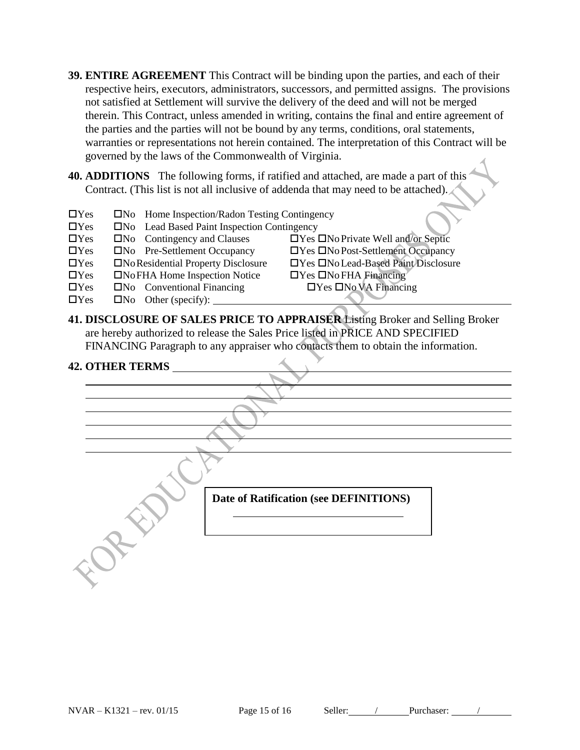**39. ENTIRE AGREEMENT** This Contract will be binding upon the parties, and each of their respective heirs, executors, administrators, successors, and permitted assigns. The provisions not satisfied at Settlement will survive the delivery of the deed and will not be merged therein. This Contract, unless amended in writing, contains the final and entire agreement of the parties and the parties will not be bound by any terms, conditions, oral statements, warranties or representations not herein contained. The interpretation of this Contract will be governed by the laws of the Commonwealth of Virginia.

**40. ADDITIONS** The following forms, if ratified and attached, are made a part of this Contract. (This list is not all inclusive of addenda that may need to be attached).

☐Yes ☐No Home Inspection/Radon Testing Contingency
☐Yes ☐No Lead Based Paint Inspection Contingency
☐Yes ☐No Contingency and Clauses ☐Yes ☐No Private Well and/or Septic
☐Yes ☐No Pre-Settlement Occupancy ☐Yes ☐No Post-Settlement Occupancy
☐Yes ☐No Residential Property Disclosure ☐Yes ☐No Lead-Based Paint Disclosure
☐Yes ☐No FHA Home Inspection Notice ☐Yes ☐No FHA Financing
☐Yes ☐No Conventional Financing ☐Yes ☐No VA Financing
☐Yes ☐No Other (specify): ______________________________

**41. DISCLOSURE OF SALES PRICE TO APPRAISER** Listing Broker and Selling Broker are hereby authorized to release the Sales Price listed in PRICE AND SPECIFIED FINANCING Paragraph to any appraiser who contacts them to obtain the information.

**42. OTHER TERMS** ______________________________

______________________________

______________________________

______________________________

______________________________

______________________________

______________________________

**Date of Ratification (see DEFINITIONS)**

______________________________

Seller: ____/____ Purchaser: ____/____